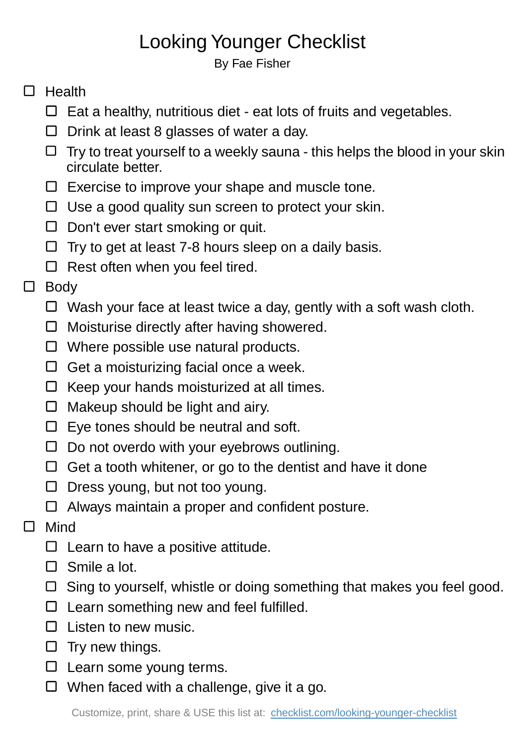# Looking Younger Checklist

By Fae Fisher

- [ ] Health
  - [ ] Eat a healthy, nutritious diet - eat lots of fruits and vegetables.
  - [ ] Drink at least 8 glasses of water a day.
  - [ ] Try to treat yourself to a weekly sauna - this helps the blood in your skin circulate better.
  - [ ] Exercise to improve your shape and muscle tone.
  - [ ] Use a good quality sun screen to protect your skin.
  - [ ] Don't ever start smoking or quit.
  - [ ] Try to get at least 7-8 hours sleep on a daily basis.
  - [ ] Rest often when you feel tired.
- [ ] Body
  - [ ] Wash your face at least twice a day, gently with a soft wash cloth.
  - [ ] Moisturise directly after having showered.
  - [ ] Where possible use natural products.
  - [ ] Get a moisturizing facial once a week.
  - [ ] Keep your hands moisturized at all times.
  - [ ] Makeup should be light and airy.
  - [ ] Eye tones should be neutral and soft.
  - [ ] Do not overdo with your eyebrows outlining.
  - [ ] Get a tooth whitener, or go to the dentist and have it done
  - [ ] Dress young, but not too young.
  - [ ] Always maintain a proper and confident posture.
- [ ] Mind
  - [ ] Learn to have a positive attitude.
  - [ ] Smile a lot.
  - [ ] Sing to yourself, whistle or doing something that makes you feel good.
  - [ ] Learn something new and feel fulfilled.
  - [ ] Listen to new music.
  - [ ] Try new things.
  - [ ] Learn some young terms.
  - [ ] When faced with a challenge, give it a go.

Customize, print, share & USE this list at: [checklist.com/looking-younger-checklist](https://checklist.com/looking-younger-checklist)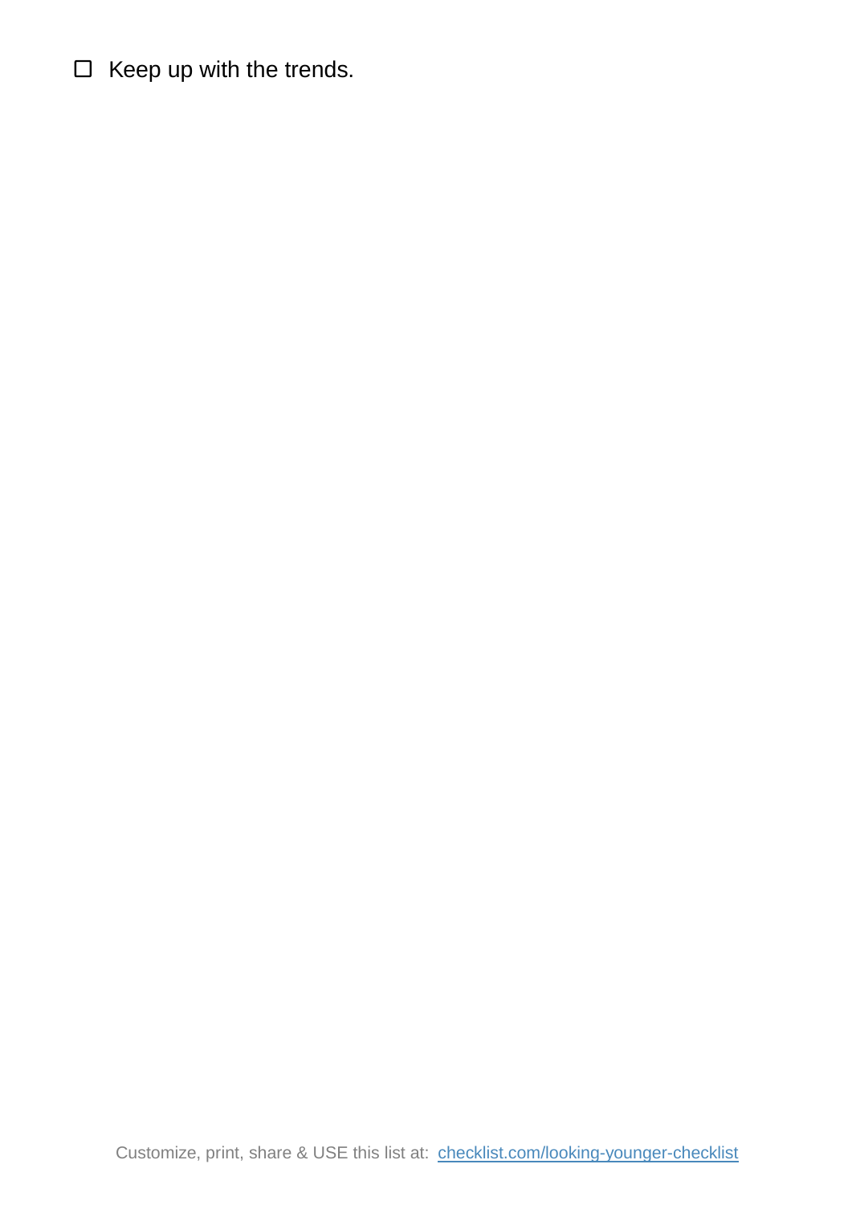- [ ] Keep up with the trends.

Customize, print, share & USE this list at: [checklist.com/looking-younger-checklist](checklist.com/looking-younger-checklist)